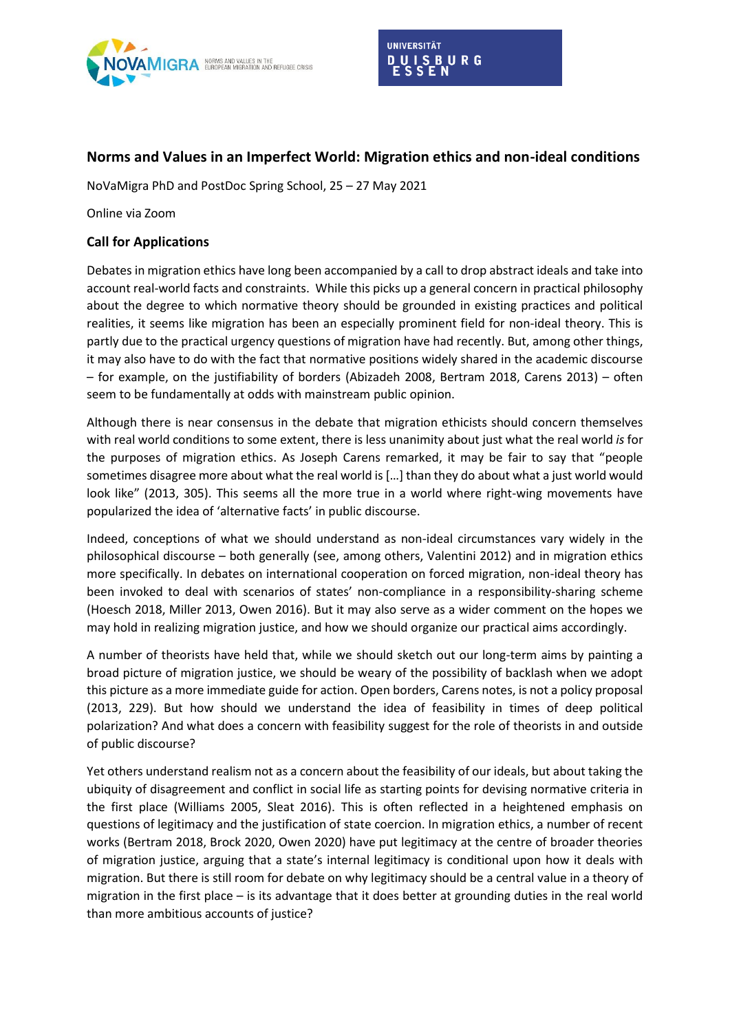## Norms and Values in an Imperfect World: Migration ethics and non-ideal conditions

NoVaMigra PhD and PostDoc Spring School, 25 – 27 May 2021

Online via Zoom

### Call for Applications

Debates in migration ethics have long been accompanied by a call to drop abstract ideals and take into account real-world facts and constraints. While this picks up a general concern in practical philosophy about the degree to which normative theory should be grounded in existing practices and political realities, it seems like migration has been an especially prominent field for non-ideal theory. This is partly due to the practical urgency questions of migration have had recently. But, among other things, it may also have to do with the fact that normative positions widely shared in the academic discourse – for example, on the justifiability of borders (Abizadeh 2008, Bertram 2018, Carens 2013) – often seem to be fundamentally at odds with mainstream public opinion.

Although there is near consensus in the debate that migration ethicists should concern themselves with real world conditions to some extent, there is less unanimity about just what the real world *is* for the purposes of migration ethics. As Joseph Carens remarked, it may be fair to say that "people sometimes disagree more about what the real world is […] than they do about what a just world would look like" (2013, 305). This seems all the more true in a world where right-wing movements have popularized the idea of 'alternative facts' in public discourse.

Indeed, conceptions of what we should understand as non-ideal circumstances vary widely in the philosophical discourse – both generally (see, among others, Valentini 2012) and in migration ethics more specifically. In debates on international cooperation on forced migration, non-ideal theory has been invoked to deal with scenarios of states' non-compliance in a responsibility-sharing scheme (Hoesch 2018, Miller 2013, Owen 2016). But it may also serve as a wider comment on the hopes we may hold in realizing migration justice, and how we should organize our practical aims accordingly.

A number of theorists have held that, while we should sketch out our long-term aims by painting a broad picture of migration justice, we should be weary of the possibility of backlash when we adopt this picture as a more immediate guide for action. Open borders, Carens notes, is not a policy proposal (2013, 229). But how should we understand the idea of feasibility in times of deep political polarization? And what does a concern with feasibility suggest for the role of theorists in and outside of public discourse?

Yet others understand realism not as a concern about the feasibility of our ideals, but about taking the ubiquity of disagreement and conflict in social life as starting points for devising normative criteria in the first place (Williams 2005, Sleat 2016). This is often reflected in a heightened emphasis on questions of legitimacy and the justification of state coercion. In migration ethics, a number of recent works (Bertram 2018, Brock 2020, Owen 2020) have put legitimacy at the centre of broader theories of migration justice, arguing that a state's internal legitimacy is conditional upon how it deals with migration. But there is still room for debate on why legitimacy should be a central value in a theory of migration in the first place – is its advantage that it does better at grounding duties in the real world than more ambitious accounts of justice?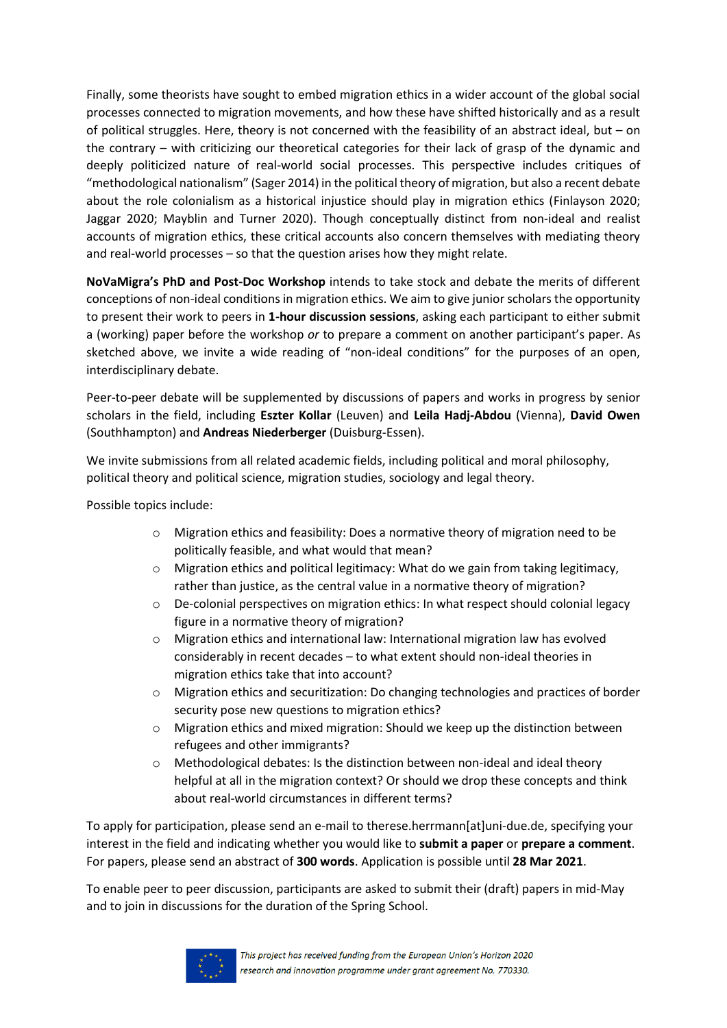Finally, some theorists have sought to embed migration ethics in a wider account of the global social processes connected to migration movements, and how these have shifted historically and as a result of political struggles. Here, theory is not concerned with the feasibility of an abstract ideal, but – on the contrary – with criticizing our theoretical categories for their lack of grasp of the dynamic and deeply politicized nature of real-world social processes. This perspective includes critiques of "methodological nationalism" (Sager 2014) in the political theory of migration, but also a recent debate about the role colonialism as a historical injustice should play in migration ethics (Finlayson 2020; Jaggar 2020; Mayblin and Turner 2020). Though conceptually distinct from non-ideal and realist accounts of migration ethics, these critical accounts also concern themselves with mediating theory and real-world processes – so that the question arises how they might relate.

**NoVaMigra's PhD and Post-Doc Workshop** intends to take stock and debate the merits of different conceptions of non-ideal conditions in migration ethics. We aim to give junior scholars the opportunity to present their work to peers in **1-hour discussion sessions**, asking each participant to either submit a (working) paper before the workshop *or* to prepare a comment on another participant's paper. As sketched above, we invite a wide reading of "non-ideal conditions" for the purposes of an open, interdisciplinary debate.

Peer-to-peer debate will be supplemented by discussions of papers and works in progress by senior scholars in the field, including **Eszter Kollar** (Leuven) and **Leila Hadj-Abdou** (Vienna), **David Owen** (Southhampton) and **Andreas Niederberger** (Duisburg-Essen).

We invite submissions from all related academic fields, including political and moral philosophy, political theory and political science, migration studies, sociology and legal theory.

Possible topics include:

- Migration ethics and feasibility: Does a normative theory of migration need to be politically feasible, and what would that mean?
- Migration ethics and political legitimacy: What do we gain from taking legitimacy, rather than justice, as the central value in a normative theory of migration?
- De-colonial perspectives on migration ethics: In what respect should colonial legacy figure in a normative theory of migration?
- Migration ethics and international law: International migration law has evolved considerably in recent decades – to what extent should non-ideal theories in migration ethics take that into account?
- Migration ethics and securitization: Do changing technologies and practices of border security pose new questions to migration ethics?
- Migration ethics and mixed migration: Should we keep up the distinction between refugees and other immigrants?
- Methodological debates: Is the distinction between non-ideal and ideal theory helpful at all in the migration context? Or should we drop these concepts and think about real-world circumstances in different terms?

To apply for participation, please send an e-mail to therese.herrmann[at]uni-due.de, specifying your interest in the field and indicating whether you would like to **submit a paper** or **prepare a comment**. For papers, please send an abstract of **300 words**. Application is possible until **28 Mar 2021**.

To enable peer to peer discussion, participants are asked to submit their (draft) papers in mid-May and to join in discussions for the duration of the Spring School.

*This project has received funding from the European Union's Horizon 2020 research and innovation programme under grant agreement No. 770330.*